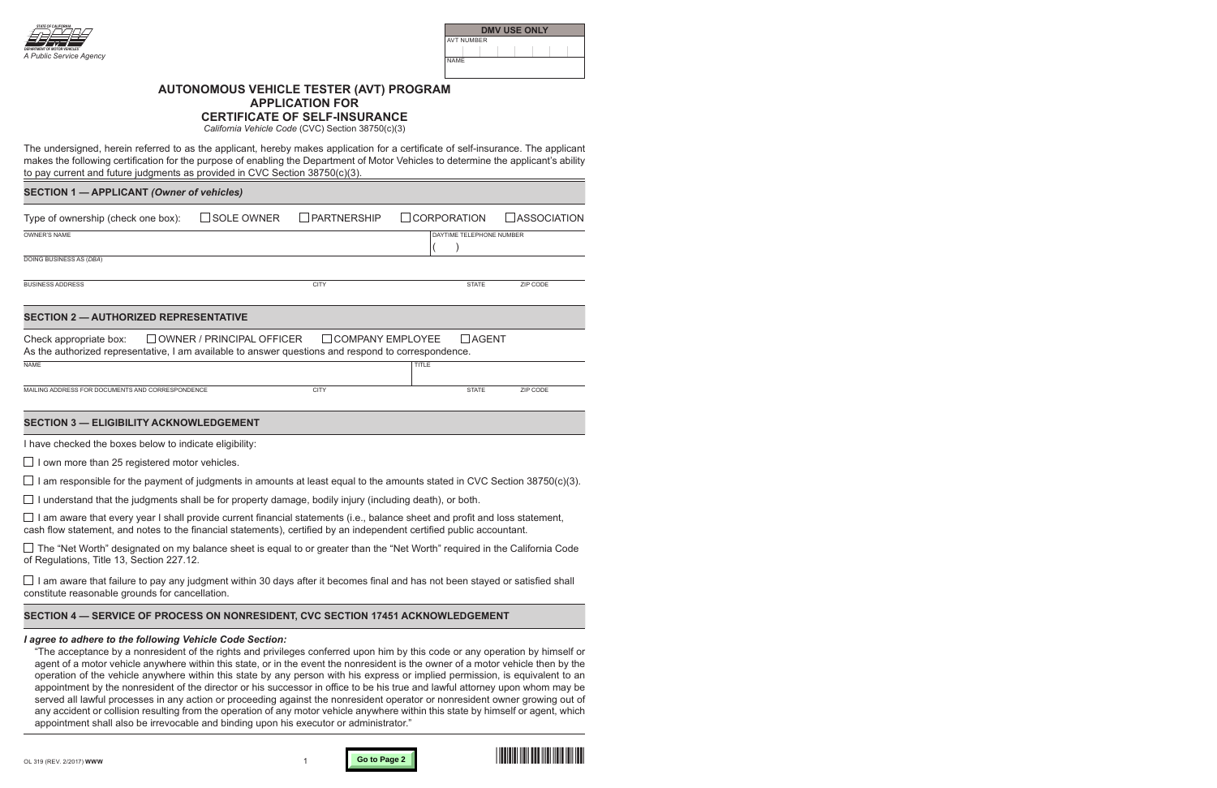STATE OF CALIFORNIA
DEPARTMENT OF MOTOR VEHICLES
*A Public Service Agency*

| DMV USE ONLY |
|---|
| AVT NUMBER |
| NAME |

# AUTONOMOUS VEHICLE TESTER (AVT) PROGRAM APPLICATION FOR CERTIFICATE OF SELF-INSURANCE

*California Vehicle Code* (CVC) Section 38750(c)(3)

The undersigned, herein referred to as the applicant, hereby makes application for a certificate of self-insurance. The applicant makes the following certification for the purpose of enabling the Department of Motor Vehicles to determine the applicant's ability to pay current and future judgments as provided in CVC Section 38750(c)(3).

## SECTION 1 — APPLICANT *(Owner of vehicles)*

Type of ownership (check one box): ☐ SOLE OWNER ☐ PARTNERSHIP ☐ CORPORATION ☐ ASSOCIATION

| OWNER'S NAME | | | DAYTIME TELEPHONE NUMBER ( ) |
|---|---|---|---|
| DOING BUSINESS AS (*DBA*) | | | |
| BUSINESS ADDRESS | CITY | STATE | ZIP CODE |

## SECTION 2 — AUTHORIZED REPRESENTATIVE

Check appropriate box: ☐ OWNER / PRINCIPAL OFFICER ☐ COMPANY EMPLOYEE ☐ AGENT

As the authorized representative, I am available to answer questions and respond to correspondence.

| NAME | | | TITLE |
|---|---|---|---|
| MAILING ADDRESS FOR DOCUMENTS AND CORRESPONDENCE | CITY | STATE | ZIP CODE |

## SECTION 3 — ELIGIBILITY ACKNOWLEDGEMENT

I have checked the boxes below to indicate eligibility:

☐ I own more than 25 registered motor vehicles.

☐ I am responsible for the payment of judgments in amounts at least equal to the amounts stated in CVC Section 38750(c)(3).

☐ I understand that the judgments shall be for property damage, bodily injury (including death), or both.

☐ I am aware that every year I shall provide current financial statements (i.e., balance sheet and profit and loss statement, cash flow statement, and notes to the financial statements), certified by an independent certified public accountant.

☐ The "Net Worth" designated on my balance sheet is equal to or greater than the "Net Worth" required in the California Code of Regulations, Title 13, Section 227.12.

☐ I am aware that failure to pay any judgment within 30 days after it becomes final and has not been stayed or satisfied shall constitute reasonable grounds for cancellation.

## SECTION 4 — SERVICE OF PROCESS ON NONRESIDENT, CVC SECTION 17451 ACKNOWLEDGEMENT

***I agree to adhere to the following Vehicle Code Section:***

"The acceptance by a nonresident of the rights and privileges conferred upon him by this code or any operation by himself or agent of a motor vehicle anywhere within this state, or in the event the nonresident is the owner of a motor vehicle then by the operation of the vehicle anywhere within this state by any person with his express or implied permission, is equivalent to an appointment by the nonresident of the director or his successor in office to be his true and lawful attorney upon whom may be served all lawful processes in any action or proceeding against the nonresident operator or nonresident owner growing out of any accident or collision resulting from the operation of any motor vehicle anywhere within this state by himself or agent, which appointment shall also be irrevocable and binding upon his executor or administrator."

OL 319 (REV. 2/2017) **WWW**

Go to Page 2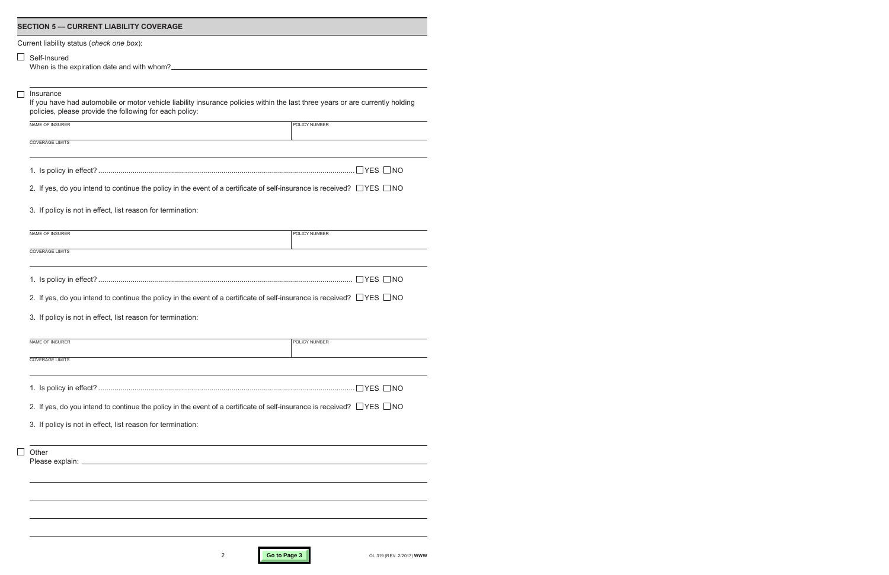## SECTION 5 — CURRENT LIABILITY COVERAGE

Current liability status (*check one box*):

☐ Self-Insured

When is the expiration date and with whom? ______________________________

☐ Insurance

If you have had automobile or motor vehicle liability insurance policies within the last three years or are currently holding policies, please provide the following for each policy:

| NAME OF INSURER | POLICY NUMBER |
| --- | --- |
| | |

COVERAGE LIMITS

______________________________

1. Is policy in effect? .......... ☐YES ☐NO
2. If yes, do you intend to continue the policy in the event of a certificate of self-insurance is received? ☐YES ☐NO
3. If policy is not in effect, list reason for termination:

| NAME OF INSURER | POLICY NUMBER |
| --- | --- |
| | |

COVERAGE LIMITS

______________________________

1. Is policy in effect? .......... ☐YES ☐NO
2. If yes, do you intend to continue the policy in the event of a certificate of self-insurance is received? ☐YES ☐NO
3. If policy is not in effect, list reason for termination:

| NAME OF INSURER | POLICY NUMBER |
| --- | --- |
| | |

COVERAGE LIMITS

______________________________

1. Is policy in effect? .......... ☐YES ☐NO
2. If yes, do you intend to continue the policy in the event of a certificate of self-insurance is received? ☐YES ☐NO
3. If policy is not in effect, list reason for termination:

☐ Other

Please explain: ______________________________

Go to Page 3

OL 319 (REV. 2/2017) WWW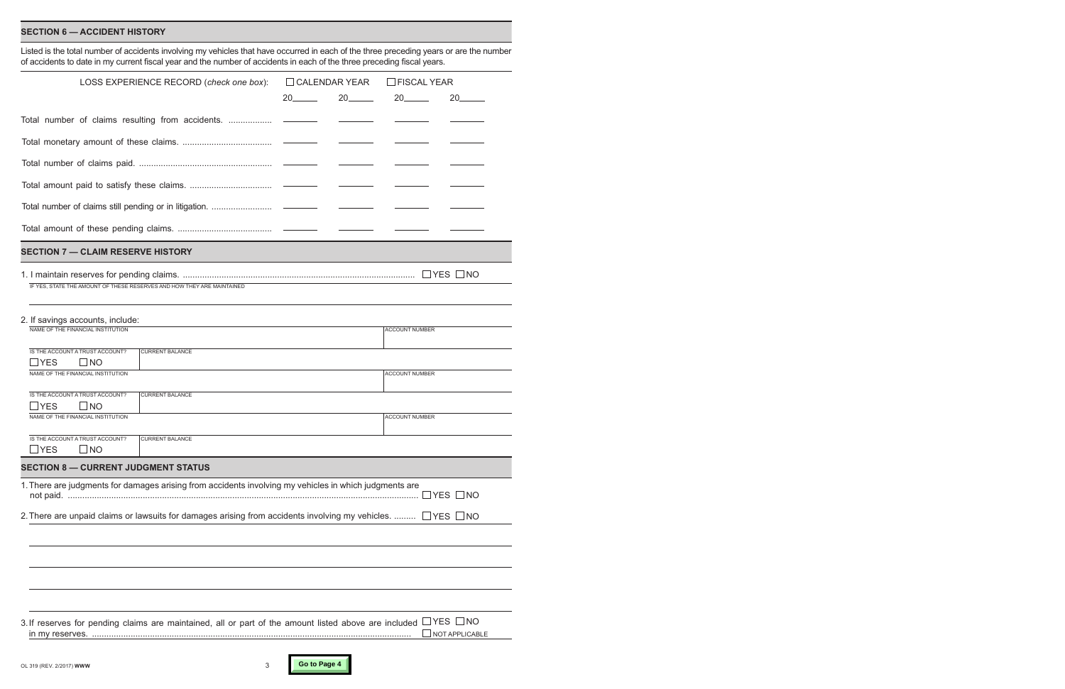## SECTION 6 — ACCIDENT HISTORY

Listed is the total number of accidents involving my vehicles that have occurred in each of the three preceding years or are the number of accidents to date in my current fiscal year and the number of accidents in each of the three preceding fiscal years.

| LOSS EXPERIENCE RECORD (*check one box*): ☐ CALENDAR YEAR ☐ FISCAL YEAR | 20\_\_\_\_\_ | 20\_\_\_\_\_ | 20\_\_\_\_\_ | 20\_\_\_\_\_ |
|---|---|---|---|---|
| Total number of claims resulting from accidents. | | | | |
| Total monetary amount of these claims. | | | | |
| Total number of claims paid. | | | | |
| Total amount paid to satisfy these claims. | | | | |
| Total number of claims still pending or in litigation. | | | | |
| Total amount of these pending claims. | | | | |

## SECTION 7 — CLAIM RESERVE HISTORY

1. I maintain reserves for pending claims. ☐ YES ☐ NO

IF YES, STATE THE AMOUNT OF THESE RESERVES AND HOW THEY ARE MAINTAINED

2. If savings accounts, include:

| NAME OF THE FINANCIAL INSTITUTION | ACCOUNT NUMBER |
|---|---|
| IS THE ACCOUNT A TRUST ACCOUNT? ☐ YES ☐ NO | CURRENT BALANCE |
| NAME OF THE FINANCIAL INSTITUTION | ACCOUNT NUMBER |
| IS THE ACCOUNT A TRUST ACCOUNT? ☐ YES ☐ NO | CURRENT BALANCE |
| NAME OF THE FINANCIAL INSTITUTION | ACCOUNT NUMBER |
| IS THE ACCOUNT A TRUST ACCOUNT? ☐ YES ☐ NO | CURRENT BALANCE |

## SECTION 8 — CURRENT JUDGMENT STATUS

1. There are judgments for damages arising from accidents involving my vehicles in which judgments are not paid. ☐ YES ☐ NO
2. There are unpaid claims or lawsuits for damages arising from accidents involving my vehicles. ☐ YES ☐ NO
3. If reserves for pending claims are maintained, all or part of the amount listed above are included in my reserves. ☐ YES ☐ NO ☐ NOT APPLICABLE

OL 319 (REV. 2/2017) **WWW**

**Go to Page 4**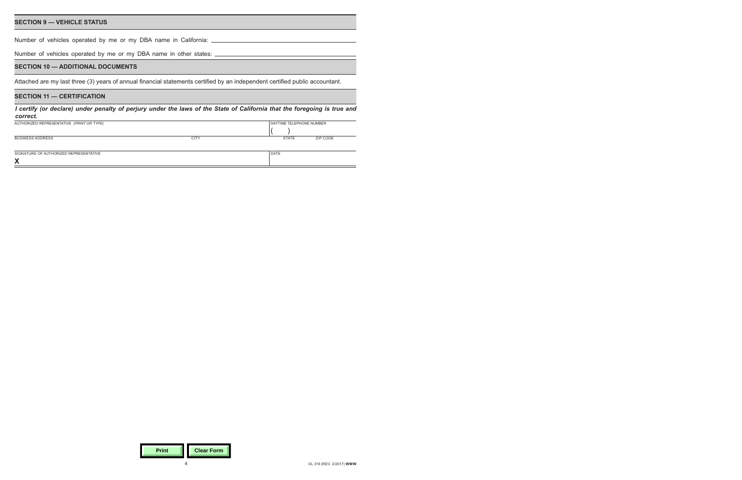## SECTION 9 — VEHICLE STATUS

Number of vehicles operated by me or my DBA name in California: ___________________________

Number of vehicles operated by me or my DBA name in other states: ___________________________

## SECTION 10 — ADDITIONAL DOCUMENTS

Attached are my last three (3) years of annual financial statements certified by an independent certified public accountant.

## SECTION 11 — CERTIFICATION

***I certify (or declare) under penalty of perjury under the laws of the State of California that the foregoing is true and correct.***

| | | | |
|---|---|---|---|
| AUTHORIZED REPRESENTATIVE *(PRINT OR TYPE)* | | DAYTIME TELEPHONE NUMBER ( ) | |
| BUSINESS ADDRESS | CITY | STATE | ZIP CODE |
| SIGNATURE OF AUTHORIZED REPRESENTATIVE X | | DATE | |

Print Clear Form

OL 319 (REV. 2/2017) WWW